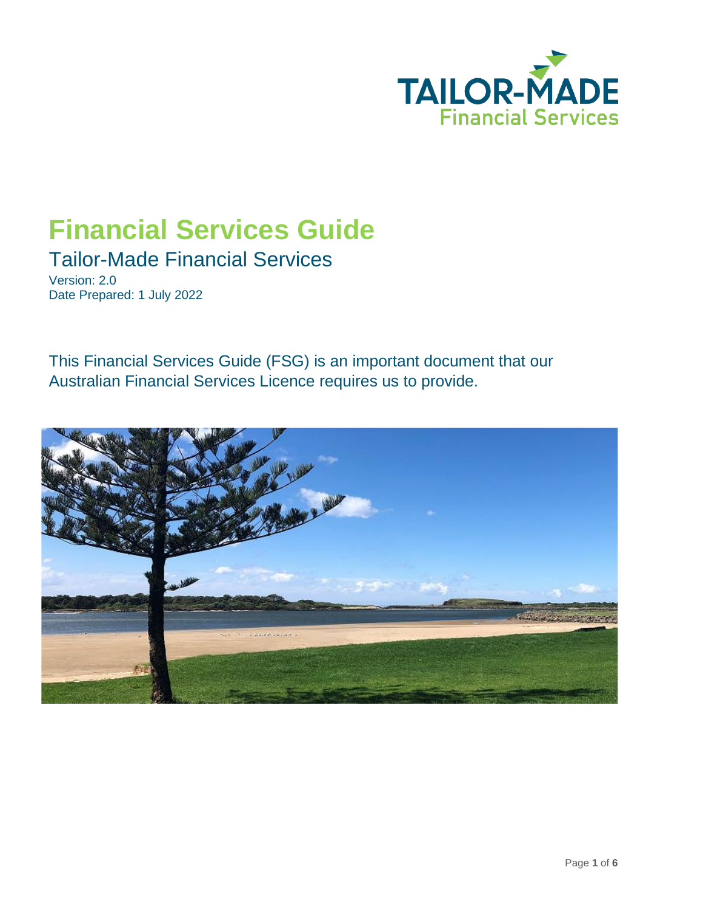# Financial Services Guide

## Tailor-Made Financial Services

Version: 2.0
Date Prepared: 1 July 2022

This Financial Services Guide (FSG) is an important document that our Australian Financial Services Licence requires us to provide.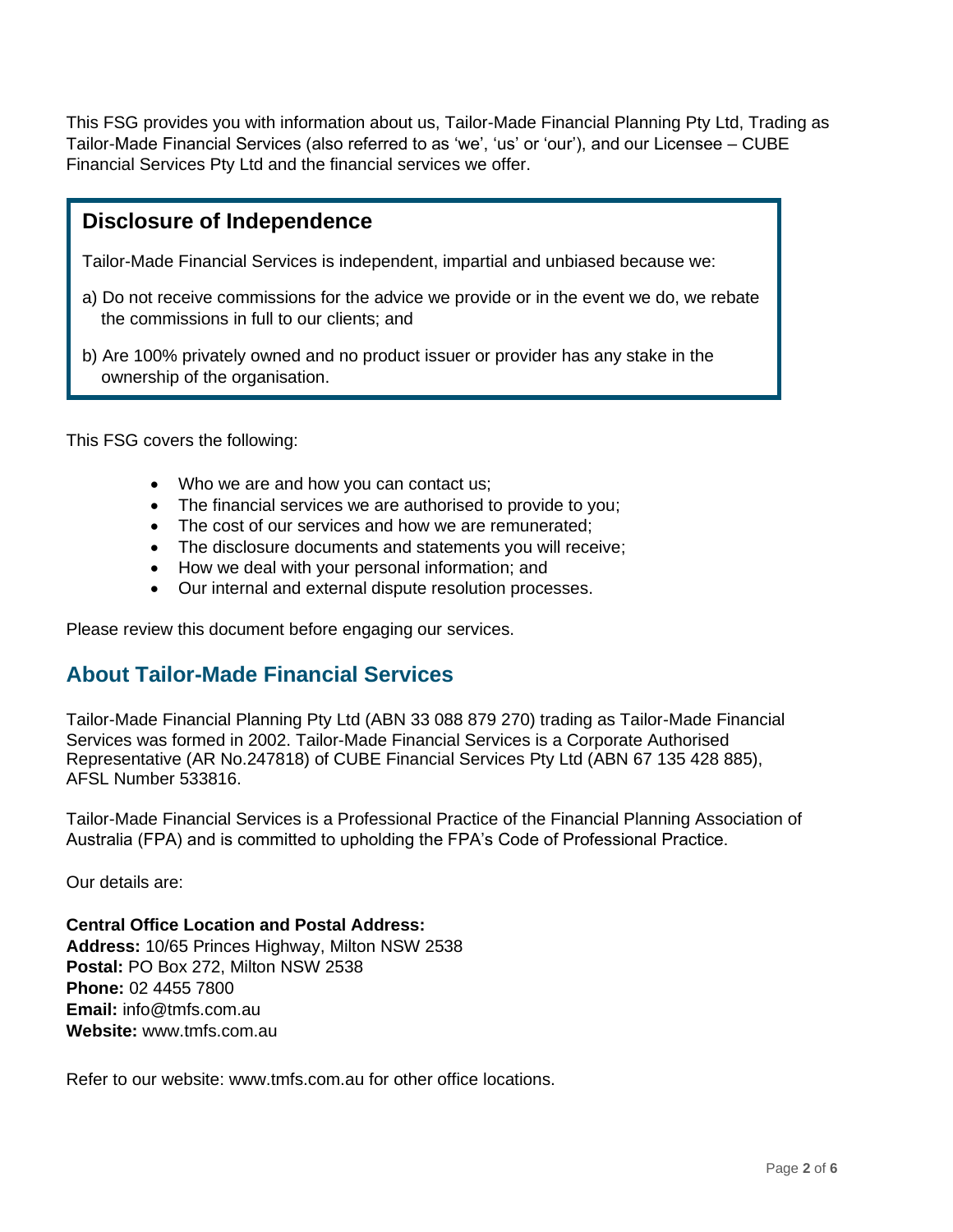This FSG provides you with information about us, Tailor-Made Financial Planning Pty Ltd, Trading as Tailor-Made Financial Services (also referred to as 'we', 'us' or 'our'), and our Licensee – CUBE Financial Services Pty Ltd and the financial services we offer.

## Disclosure of Independence

Tailor-Made Financial Services is independent, impartial and unbiased because we:

a) Do not receive commissions for the advice we provide or in the event we do, we rebate the commissions in full to our clients; and

b) Are 100% privately owned and no product issuer or provider has any stake in the ownership of the organisation.

This FSG covers the following:

- Who we are and how you can contact us;
- The financial services we are authorised to provide to you;
- The cost of our services and how we are remunerated;
- The disclosure documents and statements you will receive;
- How we deal with your personal information; and
- Our internal and external dispute resolution processes.

Please review this document before engaging our services.

## About Tailor-Made Financial Services

Tailor-Made Financial Planning Pty Ltd (ABN 33 088 879 270) trading as Tailor-Made Financial Services was formed in 2002. Tailor-Made Financial Services is a Corporate Authorised Representative (AR No.247818) of CUBE Financial Services Pty Ltd (ABN 67 135 428 885), AFSL Number 533816.

Tailor-Made Financial Services is a Professional Practice of the Financial Planning Association of Australia (FPA) and is committed to upholding the FPA's Code of Professional Practice.

Our details are:

**Central Office Location and Postal Address:**
**Address:** 10/65 Princes Highway, Milton NSW 2538
**Postal:** PO Box 272, Milton NSW 2538
**Phone:** 02 4455 7800
**Email:** info@tmfs.com.au
**Website:** www.tmfs.com.au

Refer to our website: www.tmfs.com.au for other office locations.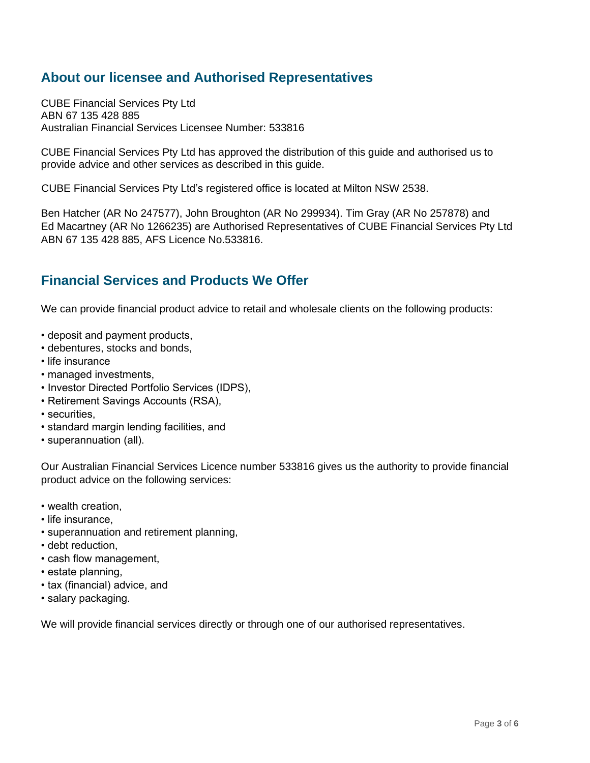## About our licensee and Authorised Representatives

CUBE Financial Services Pty Ltd
ABN 67 135 428 885
Australian Financial Services Licensee Number: 533816

CUBE Financial Services Pty Ltd has approved the distribution of this guide and authorised us to provide advice and other services as described in this guide.

CUBE Financial Services Pty Ltd's registered office is located at Milton NSW 2538.

Ben Hatcher (AR No 247577), John Broughton (AR No 299934). Tim Gray (AR No 257878) and Ed Macartney (AR No 1266235) are Authorised Representatives of CUBE Financial Services Pty Ltd ABN 67 135 428 885, AFS Licence No.533816.

## Financial Services and Products We Offer

We can provide financial product advice to retail and wholesale clients on the following products:

- deposit and payment products,
- debentures, stocks and bonds,
- life insurance
- managed investments,
- Investor Directed Portfolio Services (IDPS),
- Retirement Savings Accounts (RSA),
- securities,
- standard margin lending facilities, and
- superannuation (all).

Our Australian Financial Services Licence number 533816 gives us the authority to provide financial product advice on the following services:

- wealth creation,
- life insurance,
- superannuation and retirement planning,
- debt reduction,
- cash flow management,
- estate planning,
- tax (financial) advice, and
- salary packaging.

We will provide financial services directly or through one of our authorised representatives.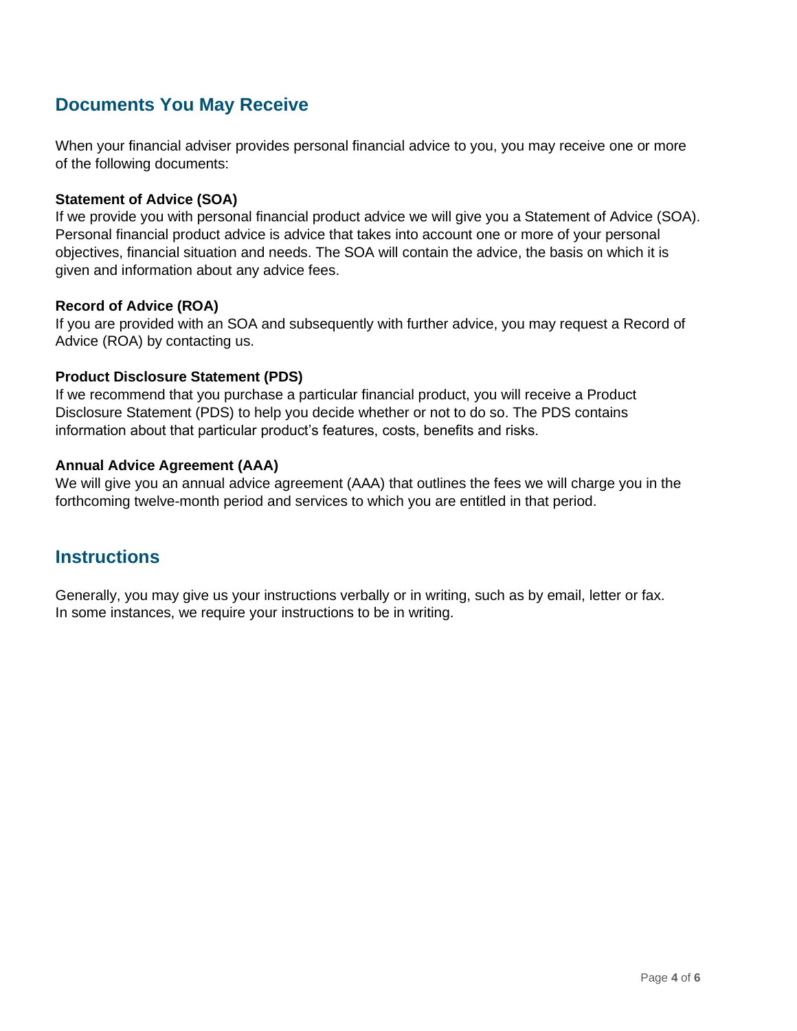## Documents You May Receive

When your financial adviser provides personal financial advice to you, you may receive one or more of the following documents:

**Statement of Advice (SOA)**
If we provide you with personal financial product advice we will give you a Statement of Advice (SOA). Personal financial product advice is advice that takes into account one or more of your personal objectives, financial situation and needs. The SOA will contain the advice, the basis on which it is given and information about any advice fees.

**Record of Advice (ROA)**
If you are provided with an SOA and subsequently with further advice, you may request a Record of Advice (ROA) by contacting us.

**Product Disclosure Statement (PDS)**
If we recommend that you purchase a particular financial product, you will receive a Product Disclosure Statement (PDS) to help you decide whether or not to do so. The PDS contains information about that particular product's features, costs, benefits and risks.

**Annual Advice Agreement (AAA)**
We will give you an annual advice agreement (AAA) that outlines the fees we will charge you in the forthcoming twelve-month period and services to which you are entitled in that period.

## Instructions

Generally, you may give us your instructions verbally or in writing, such as by email, letter or fax. In some instances, we require your instructions to be in writing.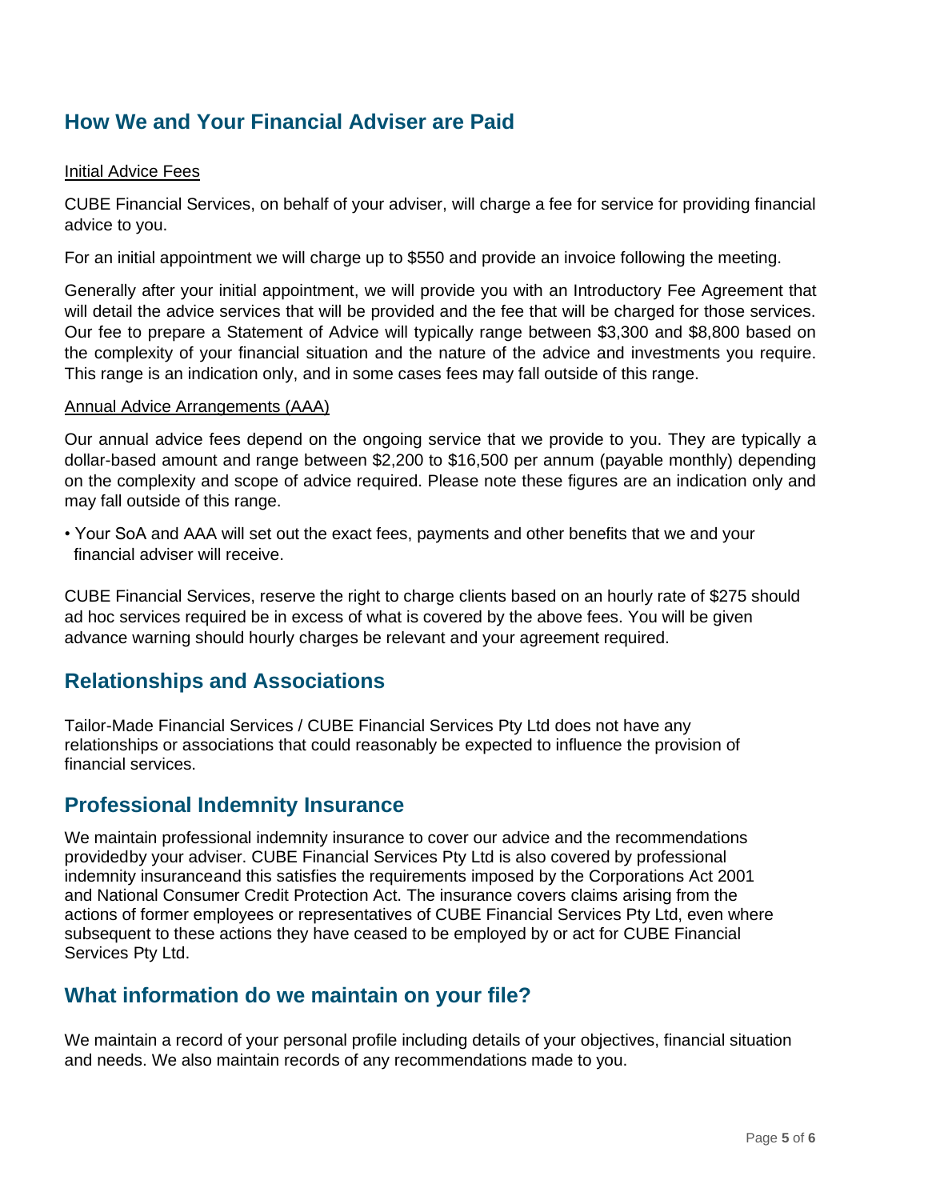## How We and Your Financial Adviser are Paid

<u>Initial Advice Fees</u>

CUBE Financial Services, on behalf of your adviser, will charge a fee for service for providing financial advice to you.

For an initial appointment we will charge up to $550 and provide an invoice following the meeting.

Generally after your initial appointment, we will provide you with an Introductory Fee Agreement that will detail the advice services that will be provided and the fee that will be charged for those services. Our fee to prepare a Statement of Advice will typically range between $3,300 and $8,800 based on the complexity of your financial situation and the nature of the advice and investments you require. This range is an indication only, and in some cases fees may fall outside of this range.

<u>Annual Advice Arrangements (AAA)</u>

Our annual advice fees depend on the ongoing service that we provide to you. They are typically a dollar-based amount and range between $2,200 to $16,500 per annum (payable monthly) depending on the complexity and scope of advice required. Please note these figures are an indication only and may fall outside of this range.

- Your SoA and AAA will set out the exact fees, payments and other benefits that we and your financial adviser will receive.

CUBE Financial Services, reserve the right to charge clients based on an hourly rate of $275 should ad hoc services required be in excess of what is covered by the above fees. You will be given advance warning should hourly charges be relevant and your agreement required.

## Relationships and Associations

Tailor-Made Financial Services / CUBE Financial Services Pty Ltd does not have any relationships or associations that could reasonably be expected to influence the provision of financial services.

## Professional Indemnity Insurance

We maintain professional indemnity insurance to cover our advice and the recommendations providedby your adviser. CUBE Financial Services Pty Ltd is also covered by professional indemnity insuranceand this satisfies the requirements imposed by the Corporations Act 2001 and National Consumer Credit Protection Act. The insurance covers claims arising from the actions of former employees or representatives of CUBE Financial Services Pty Ltd, even where subsequent to these actions they have ceased to be employed by or act for CUBE Financial Services Pty Ltd.

## What information do we maintain on your file?

We maintain a record of your personal profile including details of your objectives, financial situation and needs. We also maintain records of any recommendations made to you.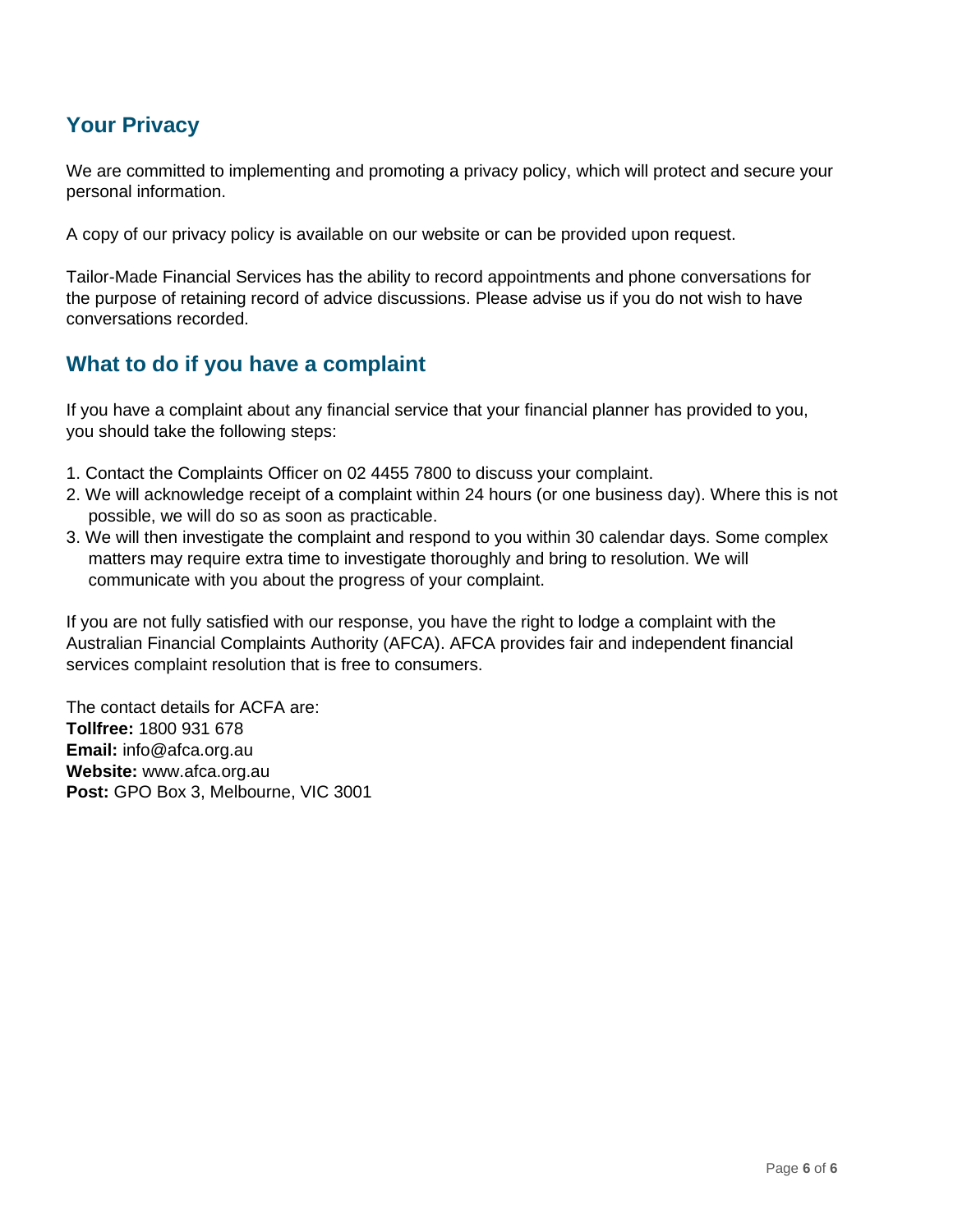## Your Privacy

We are committed to implementing and promoting a privacy policy, which will protect and secure your personal information.

A copy of our privacy policy is available on our website or can be provided upon request.

Tailor-Made Financial Services has the ability to record appointments and phone conversations for the purpose of retaining record of advice discussions. Please advise us if you do not wish to have conversations recorded.

## What to do if you have a complaint

If you have a complaint about any financial service that your financial planner has provided to you, you should take the following steps:

1. Contact the Complaints Officer on 02 4455 7800 to discuss your complaint.
2. We will acknowledge receipt of a complaint within 24 hours (or one business day). Where this is not possible, we will do so as soon as practicable.
3. We will then investigate the complaint and respond to you within 30 calendar days. Some complex matters may require extra time to investigate thoroughly and bring to resolution. We will communicate with you about the progress of your complaint.

If you are not fully satisfied with our response, you have the right to lodge a complaint with the Australian Financial Complaints Authority (AFCA). AFCA provides fair and independent financial services complaint resolution that is free to consumers.

The contact details for ACFA are:
**Tollfree:** 1800 931 678
**Email:** info@afca.org.au
**Website:** www.afca.org.au
**Post:** GPO Box 3, Melbourne, VIC 3001